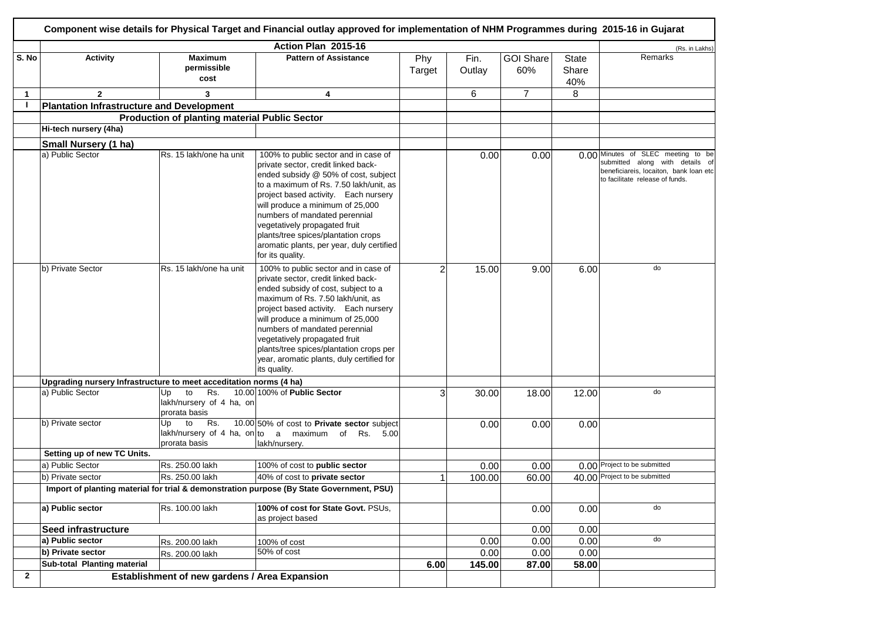# Component wise details for Physical Target and Financial outlay approved for implementation of NHM Programmes during 2015-16 in Gujarat

| | Action Plan 2015-16 | | | | | | | (Rs. in Lakhs) |
|---|---|---|---|---|---|---|---|---|
| S. No | Activity | Maximum permissible cost | Pattern of Assistance | Phy Target | Fin. Outlay | GOI Share 60% | State Share 40% | Remarks |
| 1 | 2 | 3 | 4 | | 6 | 7 | 8 | |
| I | **Plantation Infrastructure and Development** | | | | | | | |
| | | **Production of planting material Public Sector** | | | | | | |
| | **Hi-tech nursery (4ha)** | | | | | | | |
| | **Small Nursery (1 ha)** | | | | | | | |
| | a) Public Sector | Rs. 15 lakh/one ha unit | 100% to public sector and in case of private sector, credit linked back-ended subsidy @ 50% of cost, subject to a maximum of Rs. 7.50 lakh/unit, as project based activity. Each nursery will produce a minimum of 25,000 numbers of mandated perennial vegetatively propagated fruit plants/tree spices/plantation crops aromatic plants, per year, duly certified for its quality. | | 0.00 | 0.00 | 0.00 | Minutes of SLEC meeting to be submitted along with details of beneficiareis, locaiton, bank loan etc to facilitate release of funds. |
| | b) Private Sector | Rs. 15 lakh/one ha unit | 100% to public sector and in case of private sector, credit linked back-ended subsidy of cost, subject to a maximum of Rs. 7.50 lakh/unit, as project based activity. Each nursery will produce a minimum of 25,000 numbers of mandated perennial vegetatively propagated fruit plants/tree spices/plantation crops per year, aromatic plants, duly certified for its quality. | 2 | 15.00 | 9.00 | 6.00 | do |
| | **Upgrading nursery Infrastructure to meet acceditation norms (4 ha)** | | | | | | | |
| | a) Public Sector | Up to Rs. 10.00 lakh/nursery of 4 ha, on prorata basis | 100% of **Public Sector** | 3 | 30.00 | 18.00 | 12.00 | do |
| | b) Private sector | Up to Rs. 10.00 lakh/nursery of 4 ha, on prorata basis | 50% of cost to **Private sector** subject to a maximum of Rs. 5.00 lakh/nursery. | | 0.00 | 0.00 | 0.00 | |
| | **Setting up of new TC Units.** | | | | | | | |
| | a) Public Sector | Rs. 250.00 lakh | 100% of cost to **public sector** | | 0.00 | 0.00 | 0.00 | Project to be submitted |
| | b) Private sector | Rs. 250.00 lakh | 40% of cost to **private sector** | 1 | 100.00 | 60.00 | 40.00 | Project to be submitted |
| | | **Import of planting material for trial & demonstration purpose (By State Government, PSU)** | | | | | | |
| | **a) Public sector** | Rs. 100.00 lakh | **100% of cost for State Govt.** PSUs, as project based | | | 0.00 | 0.00 | do |
| | **Seed infrastructure** | | | | | 0.00 | 0.00 | |
| | **a) Public sector** | Rs. 200.00 lakh | 100% of cost | | 0.00 | 0.00 | 0.00 | do |
| | **b) Private sector** | Rs. 200.00 lakh | 50% of cost | | 0.00 | 0.00 | 0.00 | |
| | **Sub-total Planting material** | | | **6.00** | **145.00** | **87.00** | **58.00** | |
| **2** | | **Establishment of new gardens / Area Expansion** | | | | | | |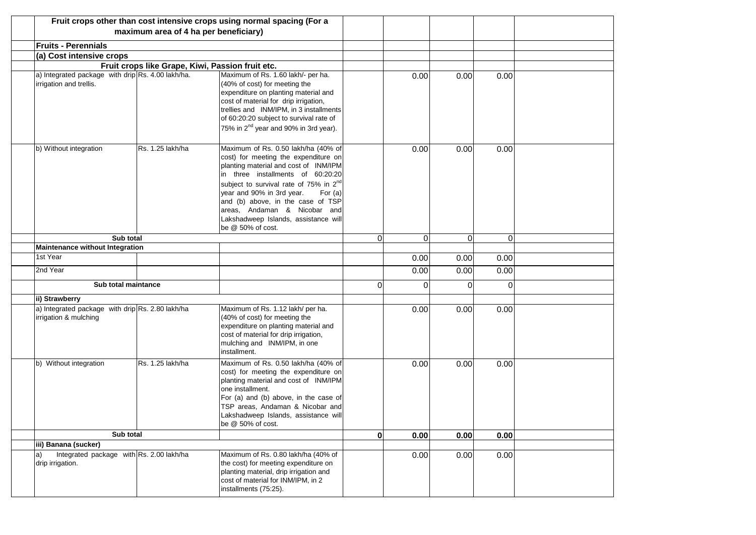| | | | | | | | |
|---|---|---|---|---|---|---|---|
| **Fruit crops other than cost intensive crops using normal spacing (For a maximum area of 4 ha per beneficiary)** | | | | | | | |
| **Fruits - Perennials** | | | | | | | |
| **(a) Cost intensive crops** | | | | | | | |
| **Fruit crops like Grape, Kiwi, Passion fruit etc.** | | | | | | | |
| a) Integrated package with drip irrigation and trellis. | Rs. 4.00 lakh/ha. | Maximum of Rs. 1.60 lakh/- per ha. (40% of cost) for meeting the expenditure on planting material and cost of material for drip irrigation, trellies and INM/IPM, in 3 installments of 60:20:20 subject to survival rate of 75% in 2nd year and 90% in 3rd year). | | 0.00 | 0.00 | 0.00 | |
| b) Without integration | Rs. 1.25 lakh/ha | Maximum of Rs. 0.50 lakh/ha (40% of cost) for meeting the expenditure on planting material and cost of INM/IPM in three installments of 60:20:20 subject to survival rate of 75% in 2nd year and 90% in 3rd year. For (a) and (b) above, in the case of TSP areas, Andaman & Nicobar and Lakshadweep Islands, assistance will be @ 50% of cost. | | 0.00 | 0.00 | 0.00 | |
| **Sub total** | | | 0 | 0 | 0 | 0 | |
| **Maintenance without Integration** | | | | | | | |
| 1st Year | | | | 0.00 | 0.00 | 0.00 | |
| 2nd Year | | | | 0.00 | 0.00 | 0.00 | |
| **Sub total maintance** | | | 0 | 0 | 0 | 0 | |
| **ii) Strawberry** | | | | | | | |
| a) Integrated package with drip irrigation & mulching | Rs. 2.80 lakh/ha | Maximum of Rs. 1.12 lakh/ per ha. (40% of cost) for meeting the expenditure on planting material and cost of material for drip irrigation, mulching and INM/IPM, in one installment. | | 0.00 | 0.00 | 0.00 | |
| b) Without integration | Rs. 1.25 lakh/ha | Maximum of Rs. 0.50 lakh/ha (40% of cost) for meeting the expenditure on planting material and cost of INM/IPM one installment. For (a) and (b) above, in the case of TSP areas, Andaman & Nicobar and Lakshadweep Islands, assistance will be @ 50% of cost. | | 0.00 | 0.00 | 0.00 | |
| **Sub total** | | | **0** | **0.00** | **0.00** | **0.00** | |
| **iii) Banana (sucker)** | | | | | | | |
| a) Integrated package with drip irrigation. | Rs. 2.00 lakh/ha | Maximum of Rs. 0.80 lakh/ha (40% of the cost) for meeting expenditure on planting material, drip irrigation and cost of material for INM/IPM, in 2 installments (75:25). | | 0.00 | 0.00 | 0.00 | |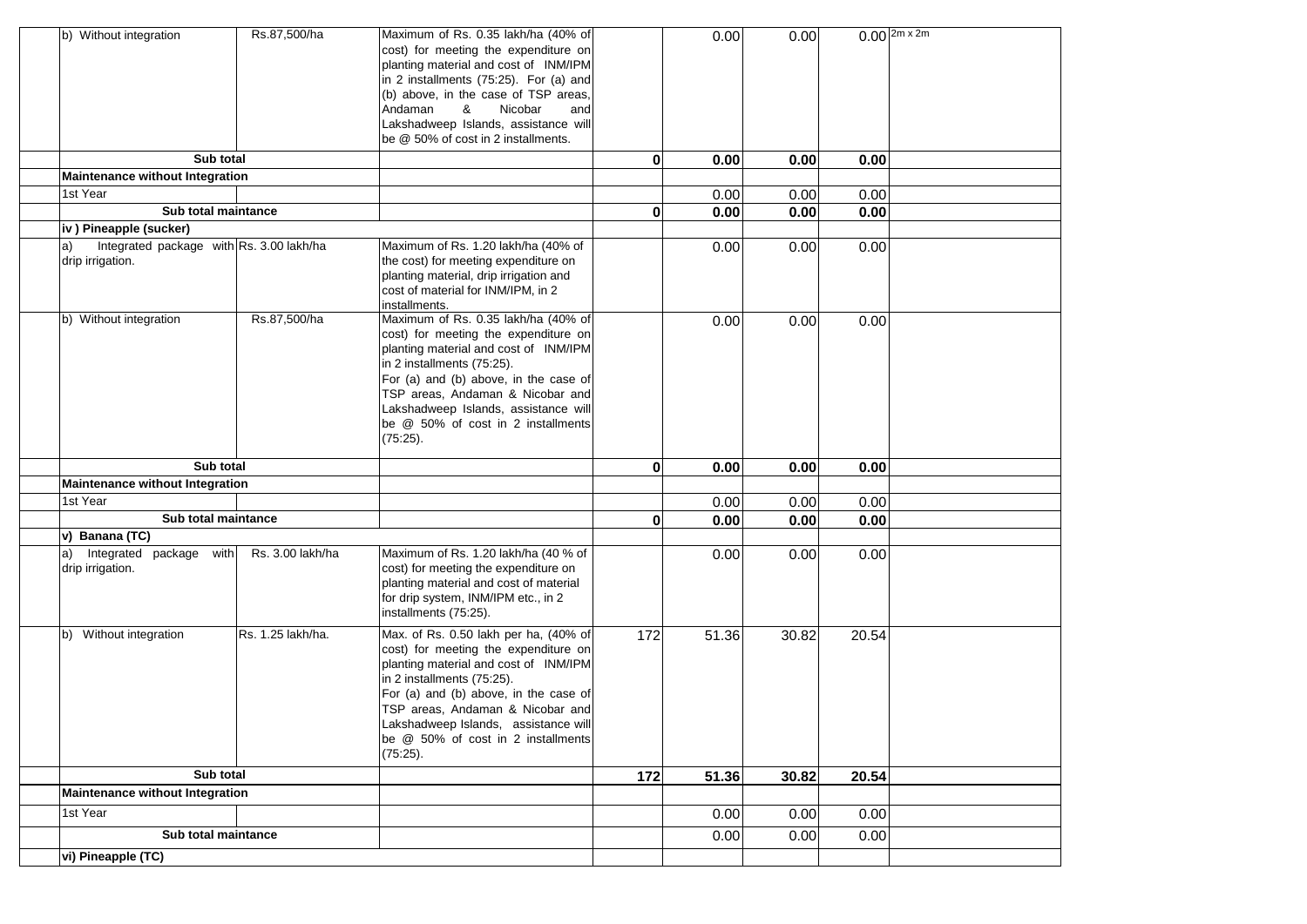| | | | | | | | |
|---|---|---|---|---|---|---|---|
| b) Without integration | Rs.87,500/ha | Maximum of Rs. 0.35 lakh/ha (40% of cost) for meeting the expenditure on planting material and cost of INM/IPM in 2 installments (75:25). For (a) and (b) above, in the case of TSP areas, Andaman & Nicobar and Lakshadweep Islands, assistance will be @ 50% of cost in 2 installments. | | 0.00 | 0.00 | 0.00 | 2m x 2m |
| **Sub total** | | | **0** | **0.00** | **0.00** | **0.00** | |
| **Maintenance without Integration** | | | | | | | |
| 1st Year | | | | 0.00 | 0.00 | 0.00 | |
| **Sub total maintance** | | | **0** | **0.00** | **0.00** | **0.00** | |
| **iv ) Pineapple (sucker)** | | | | | | | |
| a) Integrated package with drip irrigation. | Rs. 3.00 lakh/ha | Maximum of Rs. 1.20 lakh/ha (40% of the cost) for meeting expenditure on planting material, drip irrigation and cost of material for INM/IPM, in 2 installments. | | 0.00 | 0.00 | 0.00 | |
| b) Without integration | Rs.87,500/ha | Maximum of Rs. 0.35 lakh/ha (40% of cost) for meeting the expenditure on planting material and cost of INM/IPM in 2 installments (75:25). For (a) and (b) above, in the case of TSP areas, Andaman & Nicobar and Lakshadweep Islands, assistance will be @ 50% of cost in 2 installments (75:25). | | 0.00 | 0.00 | 0.00 | |
| **Sub total** | | | **0** | **0.00** | **0.00** | **0.00** | |
| **Maintenance without Integration** | | | | | | | |
| 1st Year | | | | 0.00 | 0.00 | 0.00 | |
| **Sub total maintance** | | | **0** | **0.00** | **0.00** | **0.00** | |
| **v) Banana (TC)** | | | | | | | |
| a) Integrated package with drip irrigation. | Rs. 3.00 lakh/ha | Maximum of Rs. 1.20 lakh/ha (40 % of cost) for meeting the expenditure on planting material and cost of material for drip system, INM/IPM etc., in 2 installments (75:25). | | 0.00 | 0.00 | 0.00 | |
| b) Without integration | Rs. 1.25 lakh/ha. | Max. of Rs. 0.50 lakh per ha, (40% of cost) for meeting the expenditure on planting material and cost of INM/IPM in 2 installments (75:25). For (a) and (b) above, in the case of TSP areas, Andaman & Nicobar and Lakshadweep Islands, assistance will be @ 50% of cost in 2 installments (75:25). | 172 | 51.36 | 30.82 | 20.54 | |
| **Sub total** | | | **172** | **51.36** | **30.82** | **20.54** | |
| **Maintenance without Integration** | | | | | | | |
| 1st Year | | | | 0.00 | 0.00 | 0.00 | |
| **Sub total maintance** | | | | 0.00 | 0.00 | 0.00 | |
| **vi) Pineapple (TC)** | | | | | | | |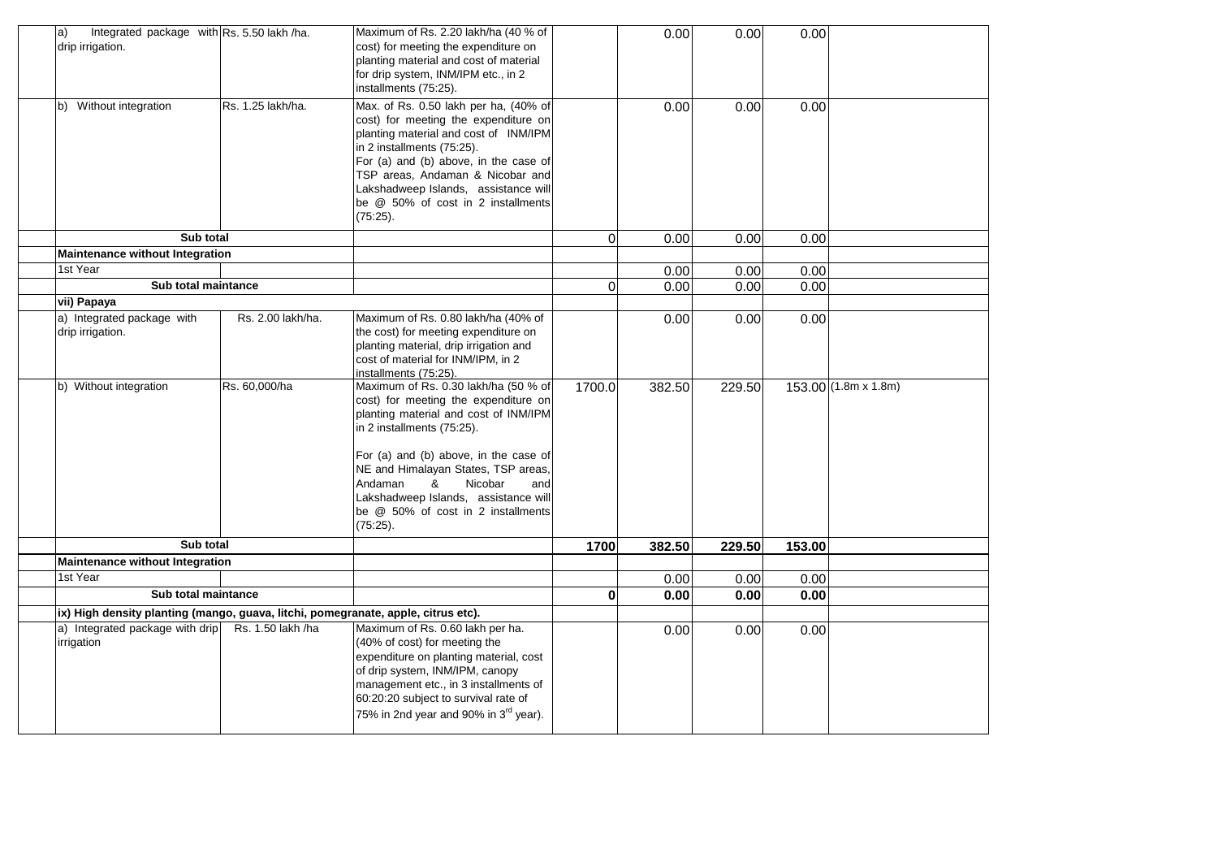| | | | | | | | |
|---|---|---|---|---|---|---|---|
| a) Integrated package with drip irrigation. | Rs. 5.50 lakh /ha. | Maximum of Rs. 2.20 lakh/ha (40 % of cost) for meeting the expenditure on planting material and cost of material for drip system, INM/IPM etc., in 2 installments (75:25). | | 0.00 | 0.00 | 0.00 | |
| b) Without integration | Rs. 1.25 lakh/ha. | Max. of Rs. 0.50 lakh per ha, (40% of cost) for meeting the expenditure on planting material and cost of INM/IPM in 2 installments (75:25). For (a) and (b) above, in the case of TSP areas, Andaman & Nicobar and Lakshadweep Islands, assistance will be @ 50% of cost in 2 installments (75:25). | | 0.00 | 0.00 | 0.00 | |
| **Sub total** | | | 0 | 0.00 | 0.00 | 0.00 | |
| **Maintenance without Integration** | | | | | | | |
| 1st Year | | | | 0.00 | 0.00 | 0.00 | |
| **Sub total maintance** | | | 0 | 0.00 | 0.00 | 0.00 | |
| **vii) Papaya** | | | | | | | |
| a) Integrated package with drip irrigation. | Rs. 2.00 lakh/ha. | Maximum of Rs. 0.80 lakh/ha (40% of the cost) for meeting expenditure on planting material, drip irrigation and cost of material for INM/IPM, in 2 installments (75:25). | | 0.00 | 0.00 | 0.00 | |
| b) Without integration | Rs. 60,000/ha | Maximum of Rs. 0.30 lakh/ha (50 % of cost) for meeting the expenditure on planting material and cost of INM/IPM in 2 installments (75:25). For (a) and (b) above, in the case of NE and Himalayan States, TSP areas, Andaman & Nicobar and Lakshadweep Islands, assistance will be @ 50% of cost in 2 installments (75:25). | 1700.0 | 382.50 | 229.50 | 153.00 | (1.8m x 1.8m) |
| **Sub total** | | | **1700** | **382.50** | **229.50** | **153.00** | |
| **Maintenance without Integration** | | | | | | | |
| 1st Year | | | | 0.00 | 0.00 | 0.00 | |
| **Sub total maintance** | | | **0** | **0.00** | **0.00** | **0.00** | |
| **ix) High density planting (mango, guava, litchi, pomegranate, apple, citrus etc).** | | | | | | | |
| a) Integrated package with drip irrigation | Rs. 1.50 lakh /ha | Maximum of Rs. 0.60 lakh per ha. (40% of cost) for meeting the expenditure on planting material, cost of drip system, INM/IPM, canopy management etc., in 3 installments of 60:20:20 subject to survival rate of 75% in 2nd year and 90% in 3rd year). | | 0.00 | 0.00 | 0.00 | |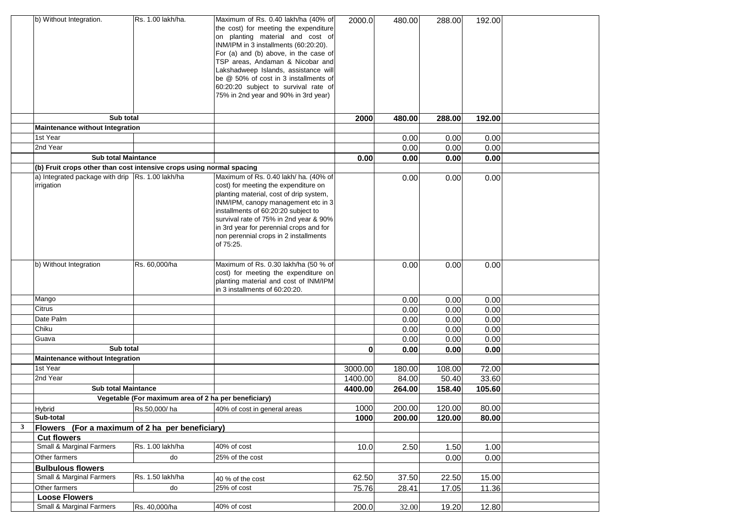| | | | | | | | | |
|---|---|---|---|---|---|---|---|---|
| | b) Without Integration. | Rs. 1.00 lakh/ha. | Maximum of Rs. 0.40 lakh/ha (40% of the cost) for meeting the expenditure on planting material and cost of INM/IPM in 3 installments (60:20:20). For (a) and (b) above, in the case of TSP areas, Andaman & Nicobar and Lakshadweep Islands, assistance will be @ 50% of cost in 3 installments of 60:20:20 subject to survival rate of 75% in 2nd year and 90% in 3rd year) | 2000.0 | 480.00 | 288.00 | 192.00 | |
| | **Sub total** | | | **2000** | **480.00** | **288.00** | **192.00** | |
| | **Maintenance without Integration** | | | | | | | |
| | 1st Year | | | | 0.00 | 0.00 | 0.00 | |
| | 2nd Year | | | | 0.00 | 0.00 | 0.00 | |
| | **Sub total Maintance** | | | **0.00** | **0.00** | **0.00** | **0.00** | |
| | **(b) Fruit crops other than cost intensive crops using normal spacing** | | | | | | | |
| | a) Integrated package with drip irrigation | Rs. 1.00 lakh/ha | Maximum of Rs. 0.40 lakh/ ha. (40% of cost) for meeting the expenditure on planting material, cost of drip system, INM/IPM, canopy management etc in 3 installments of 60:20:20 subject to survival rate of 75% in 2nd year & 90% in 3rd year for perennial crops and for non perennial crops in 2 installments of 75:25. | | 0.00 | 0.00 | 0.00 | |
| | b) Without Integration | Rs. 60,000/ha | Maximum of Rs. 0.30 lakh/ha (50 % of cost) for meeting the expenditure on planting material and cost of INM/IPM in 3 installments of 60:20:20. | | 0.00 | 0.00 | 0.00 | |
| | Mango | | | | 0.00 | 0.00 | 0.00 | |
| | Citrus | | | | 0.00 | 0.00 | 0.00 | |
| | Date Palm | | | | 0.00 | 0.00 | 0.00 | |
| | Chiku | | | | 0.00 | 0.00 | 0.00 | |
| | Guava | | | | 0.00 | 0.00 | 0.00 | |
| | **Sub total** | | | **0** | **0.00** | **0.00** | **0.00** | |
| | **Maintenance without Integration** | | | | | | | |
| | 1st Year | | | 3000.00 | 180.00 | 108.00 | 72.00 | |
| | 2nd Year | | | 1400.00 | 84.00 | 50.40 | 33.60 | |
| | **Sub total Maintance** | | | **4400.00** | **264.00** | **158.40** | **105.60** | |
| | **Vegetable (For maximum area of 2 ha per beneficiary)** | | | | | | | |
| | Hybrid | Rs.50,000/ ha | 40% of cost in general areas | 1000 | 200.00 | 120.00 | 80.00 | |
| | **Sub-total** | | | **1000** | **200.00** | **120.00** | **80.00** | |
| **3** | **Flowers (For a maximum of 2 ha per beneficiary)** | | | | | | | |
| | **Cut flowers** | | | | | | | |
| | Small & Marginal Farmers | Rs. 1.00 lakh/ha | 40% of cost | 10.0 | 2.50 | 1.50 | 1.00 | |
| | Other farmers | do | 25% of the cost | | | 0.00 | 0.00 | |
| | **Bulbulous flowers** | | | | | | | |
| | Small & Marginal Farmers | Rs. 1.50 lakh/ha | 40 % of the cost | 62.50 | 37.50 | 22.50 | 15.00 | |
| | Other farmers | do | 25% of cost | 75.76 | 28.41 | 17.05 | 11.36 | |
| | **Loose Flowers** | | | | | | | |
| | Small & Marginal Farmers | Rs. 40,000/ha | 40% of cost | 200.0 | 32.00 | 19.20 | 12.80 | |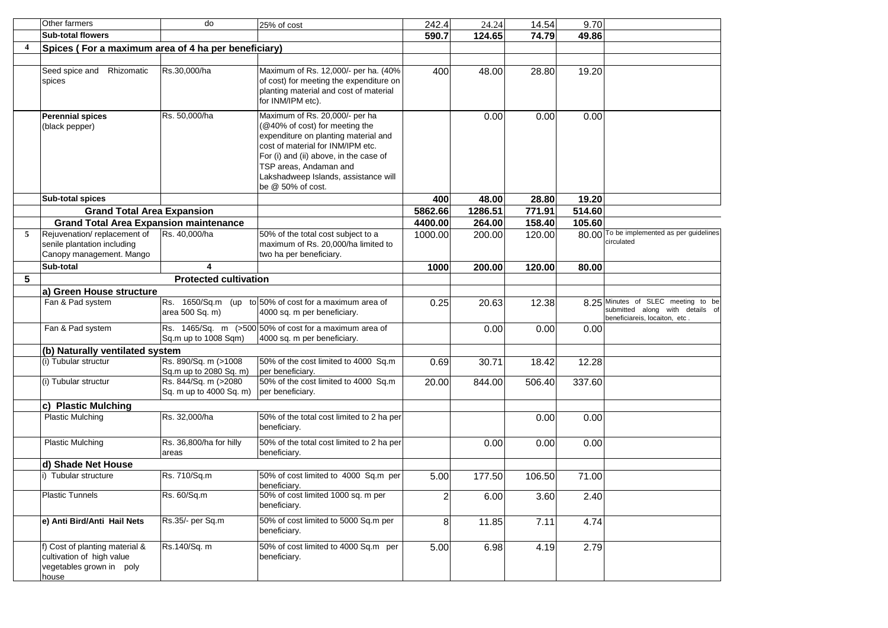|  |  |  |  |  |  |  |  |  |
|---|---|---|---|---|---|---|---|---|
|  | Other farmers | do | 25% of cost | 242.4 | 24.24 | 14.54 | 9.70 |  |
|  | **Sub-total flowers** |  |  | **590.7** | **124.65** | **74.79** | **49.86** |  |
| **4** | **Spices ( For a maximum area of 4 ha per beneficiary)** |  |  |  |  |  |  |  |
|  |  |  |  |  |  |  |  |  |
|  | Seed spice and Rhizomatic spices | Rs.30,000/ha | Maximum of Rs. 12,000/- per ha. (40% of cost) for meeting the expenditure on planting material and cost of material for INM/IPM etc). | 400 | 48.00 | 28.80 | 19.20 |  |
|  | **Perennial spices** (black pepper) | Rs. 50,000/ha | Maximum of Rs. 20,000/- per ha (@40% of cost) for meeting the expenditure on planting material and cost of material for INM/IPM etc. For (i) and (ii) above, in the case of TSP areas, Andaman and Lakshadweep Islands, assistance will be @ 50% of cost. |  | 0.00 | 0.00 | 0.00 |  |
|  | **Sub-total spices** |  |  | **400** | **48.00** | **28.80** | **19.20** |  |
|  | **Grand Total Area Expansion** |  |  | **5862.66** | **1286.51** | **771.91** | **514.60** |  |
|  | **Grand Total Area Expansion maintenance** |  |  | **4400.00** | **264.00** | **158.40** | **105.60** |  |
| **5** | Rejuvenation/ replacement of senile plantation including Canopy management. Mango | Rs. 40,000/ha | 50% of the total cost subject to a maximum of Rs. 20,000/ha limited to two ha per beneficiary. | 1000.00 | 200.00 | 120.00 | 80.00 | To be implemented as per guidelines circulated |
|  | **Sub-total** | **4** |  | **1000** | **200.00** | **120.00** | **80.00** |  |
| **5** |  | **Protected cultivation** |  |  |  |  |  |  |
|  | **a) Green House structure** |  |  |  |  |  |  |  |
|  | Fan & Pad system | Rs. 1650/Sq.m (up to area 500 Sq. m) | 50% of cost for a maximum area of 4000 sq. m per beneficiary. | 0.25 | 20.63 | 12.38 | 8.25 | Minutes of SLEC meeting to be submitted along with details of beneficiareis, locaiton, etc . |
|  | Fan & Pad system | Rs. 1465/Sq. m (>500 Sq.m up to 1008 Sqm) | 50% of cost for a maximum area of 4000 sq. m per beneficiary. |  | 0.00 | 0.00 | 0.00 |  |
|  | **(b) Naturally ventilated system** |  |  |  |  |  |  |  |
|  | (i) Tubular structur | Rs. 890/Sq. m (>1008 Sq.m up to 2080 Sq. m) | 50% of the cost limited to 4000 Sq.m per beneficiary. | 0.69 | 30.71 | 18.42 | 12.28 |  |
|  | (i) Tubular structur | Rs. 844/Sq. m (>2080 Sq. m up to 4000 Sq. m) | 50% of the cost limited to 4000 Sq.m per beneficiary. | 20.00 | 844.00 | 506.40 | 337.60 |  |
|  | **c) Plastic Mulching** |  |  |  |  |  |  |  |
|  | Plastic Mulching | Rs. 32,000/ha | 50% of the total cost limited to 2 ha per beneficiary. |  |  | 0.00 | 0.00 |  |
|  | Plastic Mulching | Rs. 36,800/ha for hilly areas | 50% of the total cost limited to 2 ha per beneficiary. |  | 0.00 | 0.00 | 0.00 |  |
|  | **d) Shade Net House** |  |  |  |  |  |  |  |
|  | i) Tubular structure | Rs. 710/Sq.m | 50% of cost limited to 4000 Sq.m per beneficiary. | 5.00 | 177.50 | 106.50 | 71.00 |  |
|  | Plastic Tunnels | Rs. 60/Sq.m | 50% of cost limited 1000 sq. m per beneficiary. | 2 | 6.00 | 3.60 | 2.40 |  |
|  | **e) Anti Bird/Anti Hail Nets** | Rs.35/- per Sq.m | 50% of cost limited to 5000 Sq.m per beneficiary. | 8 | 11.85 | 7.11 | 4.74 |  |
|  | f) Cost of planting material & cultivation of high value vegetables grown in poly house | Rs.140/Sq. m | 50% of cost limited to 4000 Sq.m per beneficiary. | 5.00 | 6.98 | 4.19 | 2.79 |  |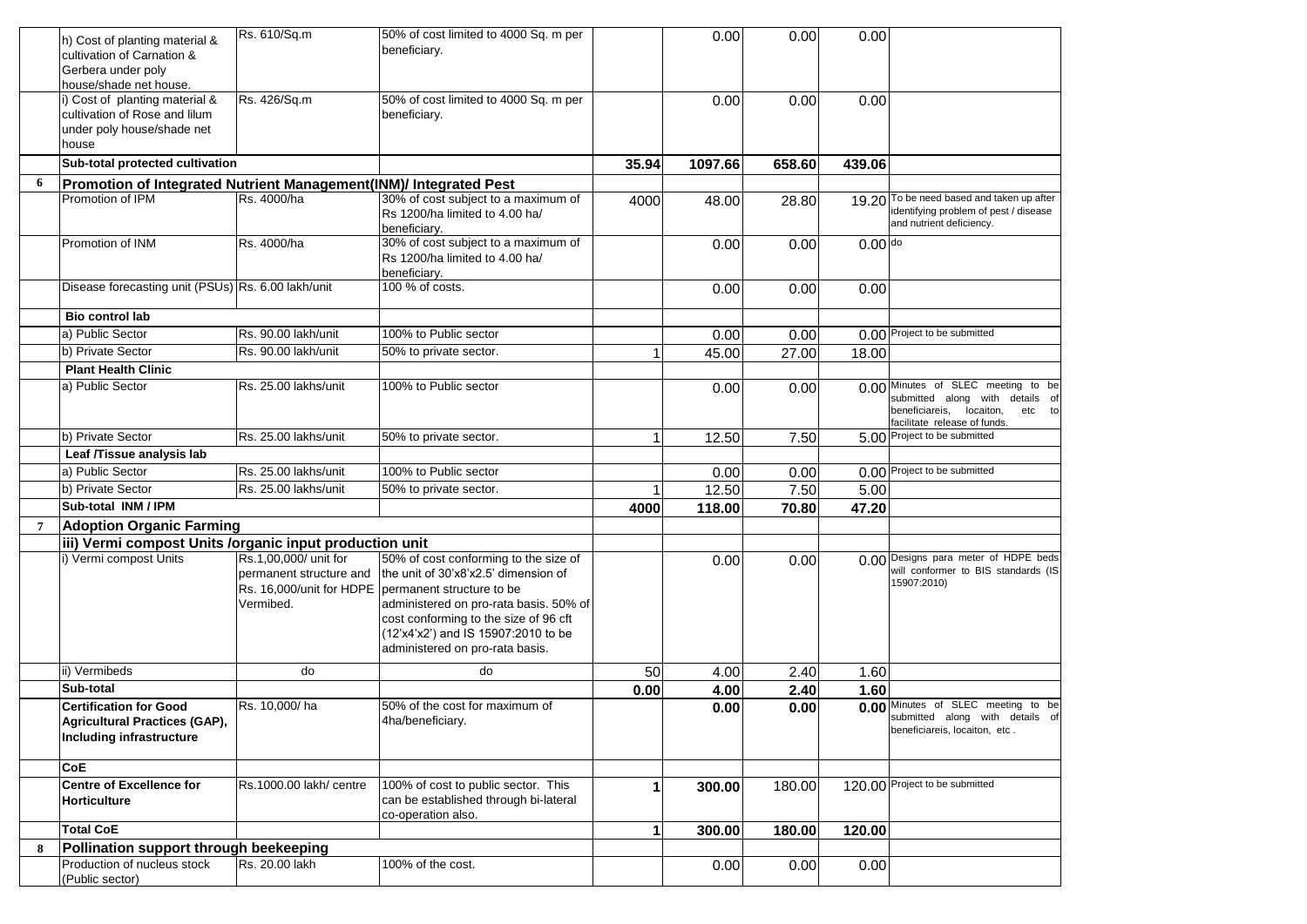| | | | | | | | | |
|---|---|---|---|---|---|---|---|---|
| | h) Cost of planting material & cultivation of Carnation & Gerbera under poly house/shade net house. | Rs. 610/Sq.m | 50% of cost limited to 4000 Sq. m per beneficiary. | | 0.00 | 0.00 | 0.00 | |
| | i) Cost of planting material & cultivation of Rose and lilum under poly house/shade net house | Rs. 426/Sq.m | 50% of cost limited to 4000 Sq. m per beneficiary. | | 0.00 | 0.00 | 0.00 | |
| | **Sub-total protected cultivation** | | | **35.94** | **1097.66** | **658.60** | **439.06** | |
| **6** | **Promotion of Integrated Nutrient Management(INM)/ Integrated Pest** | | | | | | | |
| | Promotion of IPM | Rs. 4000/ha | 30% of cost subject to a maximum of Rs 1200/ha limited to 4.00 ha/ beneficiary. | 4000 | 48.00 | 28.80 | 19.20 | To be need based and taken up after identifying problem of pest / disease and nutrient deficiency. |
| | Promotion of INM | Rs. 4000/ha | 30% of cost subject to a maximum of Rs 1200/ha limited to 4.00 ha/ beneficiary. | | 0.00 | 0.00 | 0.00 | do |
| | Disease forecasting unit (PSUs) | Rs. 6.00 lakh/unit | 100 % of costs. | | 0.00 | 0.00 | 0.00 | |
| | **Bio control lab** | | | | | | | |
| | a) Public Sector | Rs. 90.00 lakh/unit | 100% to Public sector | | 0.00 | 0.00 | 0.00 | Project to be submitted |
| | b) Private Sector | Rs. 90.00 lakh/unit | 50% to private sector. | 1 | 45.00 | 27.00 | 18.00 | |
| | **Plant Health Clinic** | | | | | | | |
| | a) Public Sector | Rs. 25.00 lakhs/unit | 100% to Public sector | | 0.00 | 0.00 | 0.00 | Minutes of SLEC meeting to be submitted along with details of beneficiareis, locaiton, etc to facilitate release of funds. |
| | b) Private Sector | Rs. 25.00 lakhs/unit | 50% to private sector. | 1 | 12.50 | 7.50 | 5.00 | Project to be submitted |
| | **Leaf /Tissue analysis lab** | | | | | | | |
| | a) Public Sector | Rs. 25.00 lakhs/unit | 100% to Public sector | | 0.00 | 0.00 | 0.00 | Project to be submitted |
| | b) Private Sector | Rs. 25.00 lakhs/unit | 50% to private sector. | 1 | 12.50 | 7.50 | 5.00 | |
| | **Sub-total INM / IPM** | | | **4000** | **118.00** | **70.80** | **47.20** | |
| **7** | **Adoption Organic Farming** | | | | | | | |
| | **iii) Vermi compost Units /organic input production unit** | | | | | | | |
| | i) Vermi compost Units | Rs.1,00,000/ unit for permanent structure and Rs. 16,000/unit for HDPE Vermibed. | 50% of cost conforming to the size of the unit of 30'x8'x2.5' dimension of permanent structure to be administered on pro-rata basis. 50% of cost conforming to the size of 96 cft (12'x4'x2') and IS 15907:2010 to be administered on pro-rata basis. | | 0.00 | 0.00 | 0.00 | Designs para meter of HDPE beds will conformer to BIS standards (IS 15907:2010) |
| | ii) Vermibeds | do | do | 50 | 4.00 | 2.40 | 1.60 | |
| | **Sub-total** | | | **0.00** | **4.00** | **2.40** | **1.60** | |
| | **Certification for Good Agricultural Practices (GAP), Including infrastructure** | Rs. 10,000/ ha | 50% of the cost for maximum of 4ha/beneficiary. | | **0.00** | **0.00** | **0.00** | Minutes of SLEC meeting to be submitted along with details of beneficiareis, locaiton, etc . |
| | **CoE** | | | | | | | |
| | **Centre of Excellence for Horticulture** | Rs.1000.00 lakh/ centre | 100% of cost to public sector. This can be established through bi-lateral co-operation also. | **1** | **300.00** | 180.00 | 120.00 | Project to be submitted |
| | **Total CoE** | | | **1** | **300.00** | **180.00** | **120.00** | |
| **8** | **Pollination support through beekeeping** | | | | | | | |
| | Production of nucleus stock (Public sector) | Rs. 20.00 lakh | 100% of the cost. | | 0.00 | 0.00 | 0.00 | |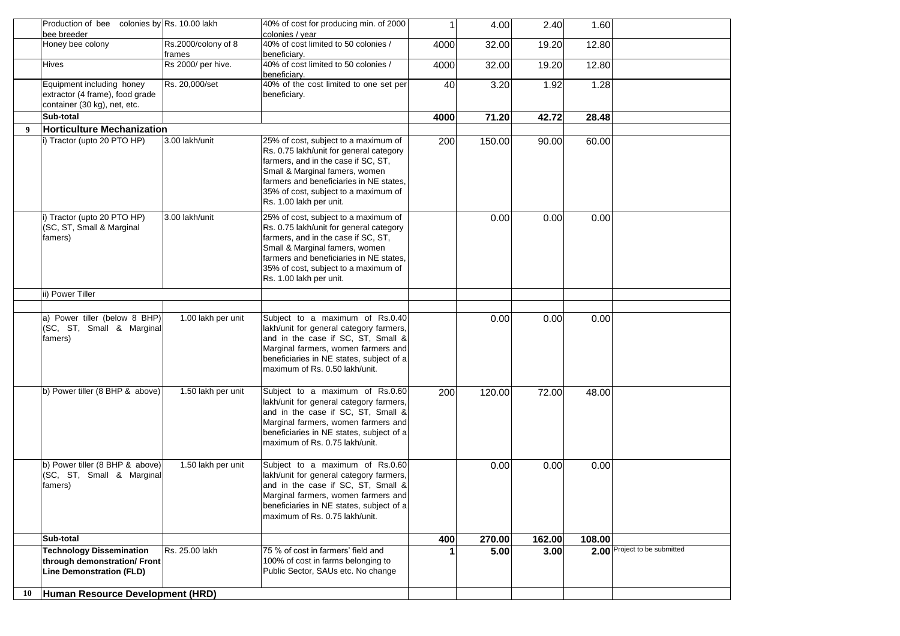|  |  |  |  |  |  |  |  |  |
|---|---|---|---|---|---|---|---|---|
|  | Production of bee colonies by bee breeder | Rs. 10.00 lakh | 40% of cost for producing min. of 2000 colonies / year | 1 | 4.00 | 2.40 | 1.60 |  |
|  | Honey bee colony | Rs.2000/colony of 8 frames | 40% of cost limited to 50 colonies / beneficiary. | 4000 | 32.00 | 19.20 | 12.80 |  |
|  | Hives | Rs 2000/ per hive. | 40% of cost limited to 50 colonies / beneficiary. | 4000 | 32.00 | 19.20 | 12.80 |  |
|  | Equipment including honey extractor (4 frame), food grade container (30 kg), net, etc. | Rs. 20,000/set | 40% of the cost limited to one set per beneficiary. | 40 | 3.20 | 1.92 | 1.28 |  |
|  | **Sub-total** |  |  | **4000** | **71.20** | **42.72** | **28.48** |  |
| **9** | **Horticulture Mechanization** |  |  |  |  |  |  |  |
|  | i) Tractor (upto 20 PTO HP) | 3.00 lakh/unit | 25% of cost, subject to a maximum of Rs. 0.75 lakh/unit for general category farmers, and in the case if SC, ST, Small & Marginal famers, women farmers and beneficiaries in NE states, 35% of cost, subject to a maximum of Rs. 1.00 lakh per unit. | 200 | 150.00 | 90.00 | 60.00 |  |
|  | i) Tractor (upto 20 PTO HP) (SC, ST, Small & Marginal famers) | 3.00 lakh/unit | 25% of cost, subject to a maximum of Rs. 0.75 lakh/unit for general category farmers, and in the case if SC, ST, Small & Marginal famers, women farmers and beneficiaries in NE states, 35% of cost, subject to a maximum of Rs. 1.00 lakh per unit. |  | 0.00 | 0.00 | 0.00 |  |
|  | ii) Power Tiller |  |  |  |  |  |  |  |
|  |  |  |  |  |  |  |  |  |
|  | a) Power tiller (below 8 BHP) (SC, ST, Small & Marginal famers) | 1.00 lakh per unit | Subject to a maximum of Rs.0.40 lakh/unit for general category farmers, and in the case if SC, ST, Small & Marginal farmers, women farmers and beneficiaries in NE states, subject of a maximum of Rs. 0.50 lakh/unit. |  | 0.00 | 0.00 | 0.00 |  |
|  | b) Power tiller (8 BHP & above) | 1.50 lakh per unit | Subject to a maximum of Rs.0.60 lakh/unit for general category farmers, and in the case if SC, ST, Small & Marginal farmers, women farmers and beneficiaries in NE states, subject of a maximum of Rs. 0.75 lakh/unit. | 200 | 120.00 | 72.00 | 48.00 |  |
|  | b) Power tiller (8 BHP & above) (SC, ST, Small & Marginal famers) | 1.50 lakh per unit | Subject to a maximum of Rs.0.60 lakh/unit for general category farmers, and in the case if SC, ST, Small & Marginal farmers, women farmers and beneficiaries in NE states, subject of a maximum of Rs. 0.75 lakh/unit. |  | 0.00 | 0.00 | 0.00 |  |
|  | **Sub-total** |  |  | **400** | **270.00** | **162.00** | **108.00** |  |
|  | **Technology Dissemination through demonstration/ Front Line Demonstration (FLD)** | Rs. 25.00 lakh | 75 % of cost in farmers' field and 100% of cost in farms belonging to Public Sector, SAUs etc. No change | **1** | **5.00** | **3.00** | **2.00** | Project to be submitted |
| **10** | **Human Resource Development (HRD)** |  |  |  |  |  |  |  |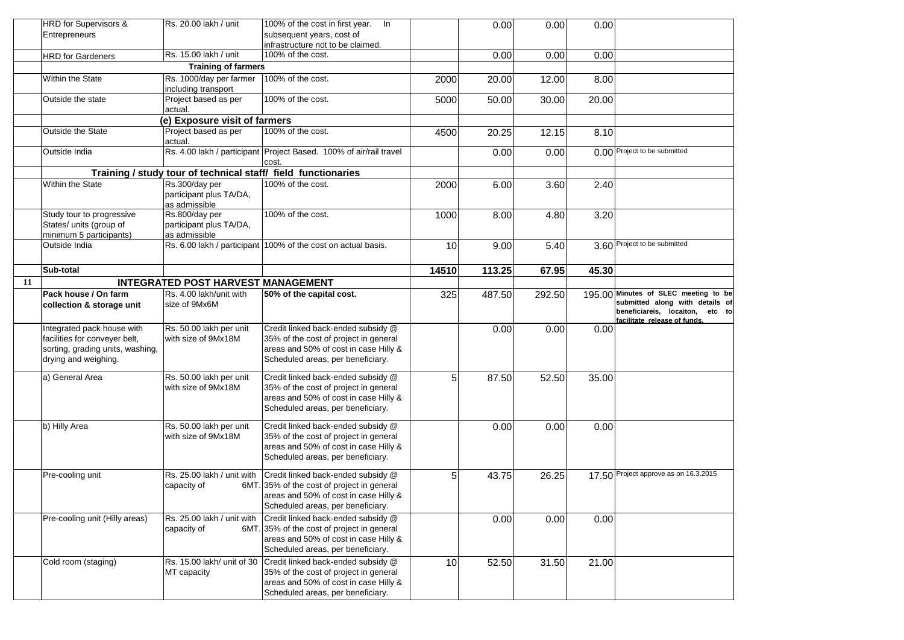| | | | | | | | | |
|---|---|---|---|---|---|---|---|---|
| | HRD for Supervisors & Entrepreneurs | Rs. 20.00 lakh / unit | 100% of the cost in first year. In subsequent years, cost of infrastructure not to be claimed. | | 0.00 | 0.00 | 0.00 | |
| | HRD for Gardeners | Rs. 15.00 lakh / unit | 100% of the cost. | | 0.00 | 0.00 | 0.00 | |
| | | **Training of farmers** | | | | | | |
| | Within the State | Rs. 1000/day per farmer including transport | 100% of the cost. | 2000 | 20.00 | 12.00 | 8.00 | |
| | Outside the state | Project based as per actual. | 100% of the cost. | 5000 | 50.00 | 30.00 | 20.00 | |
| | | **(e) Exposure visit of farmers** | | | | | | |
| | Outside the State | Project based as per actual. | 100% of the cost. | 4500 | 20.25 | 12.15 | 8.10 | |
| | Outside India | Rs. 4.00 lakh / participant | Project Based. 100% of air/rail travel cost. | | 0.00 | 0.00 | 0.00 | Project to be submitted |
| | | **Training / study tour of technical staff/ field functionaries** | | | | | | |
| | Within the State | Rs.300/day per participant plus TA/DA, as admissible | 100% of the cost. | 2000 | 6.00 | 3.60 | 2.40 | |
| | Study tour to progressive States/ units (group of minimum 5 participants) | Rs.800/day per participant plus TA/DA, as admissible | 100% of the cost. | 1000 | 8.00 | 4.80 | 3.20 | |
| | Outside India | Rs. 6.00 lakh / participant | 100% of the cost on actual basis. | 10 | 9.00 | 5.40 | 3.60 | Project to be submitted |
| | **Sub-total** | | | **14510** | **113.25** | **67.95** | **45.30** | |
| **11** | | **INTEGRATED POST HARVEST MANAGEMENT** | | | | | | |
| | **Pack house / On farm collection & storage unit** | Rs. 4.00 lakh/unit with size of 9Mx6M | **50% of the capital cost.** | 325 | 487.50 | 292.50 | 195.00 | **Minutes of SLEC meeting to be submitted along with details of beneficiareis, locaiton, etc to facilitate release of funds.** |
| | Integrated pack house with facilities for conveyer belt, sorting, grading units, washing, drying and weighing. | Rs. 50.00 lakh per unit with size of 9Mx18M | Credit linked back-ended subsidy @ 35% of the cost of project in general areas and 50% of cost in case Hilly & Scheduled areas, per beneficiary. | | 0.00 | 0.00 | 0.00 | |
| | a) General Area | Rs. 50.00 lakh per unit with size of 9Mx18M | Credit linked back-ended subsidy @ 35% of the cost of project in general areas and 50% of cost in case Hilly & Scheduled areas, per beneficiary. | 5 | 87.50 | 52.50 | 35.00 | |
| | b) Hilly Area | Rs. 50.00 lakh per unit with size of 9Mx18M | Credit linked back-ended subsidy @ 35% of the cost of project in general areas and 50% of cost in case Hilly & Scheduled areas, per beneficiary. | | 0.00 | 0.00 | 0.00 | |
| | Pre-cooling unit | Rs. 25.00 lakh / unit with capacity of 6MT. | Credit linked back-ended subsidy @ 35% of the cost of project in general areas and 50% of cost in case Hilly & Scheduled areas, per beneficiary. | 5 | 43.75 | 26.25 | 17.50 | Project approve as on 16.3.2015 |
| | Pre-cooling unit (Hilly areas) | Rs. 25.00 lakh / unit with capacity of 6MT. | Credit linked back-ended subsidy @ 35% of the cost of project in general areas and 50% of cost in case Hilly & Scheduled areas, per beneficiary. | | 0.00 | 0.00 | 0.00 | |
| | Cold room (staging) | Rs. 15.00 lakh/ unit of 30 MT capacity | Credit linked back-ended subsidy @ 35% of the cost of project in general areas and 50% of cost in case Hilly & Scheduled areas, per beneficiary. | 10 | 52.50 | 31.50 | 21.00 | |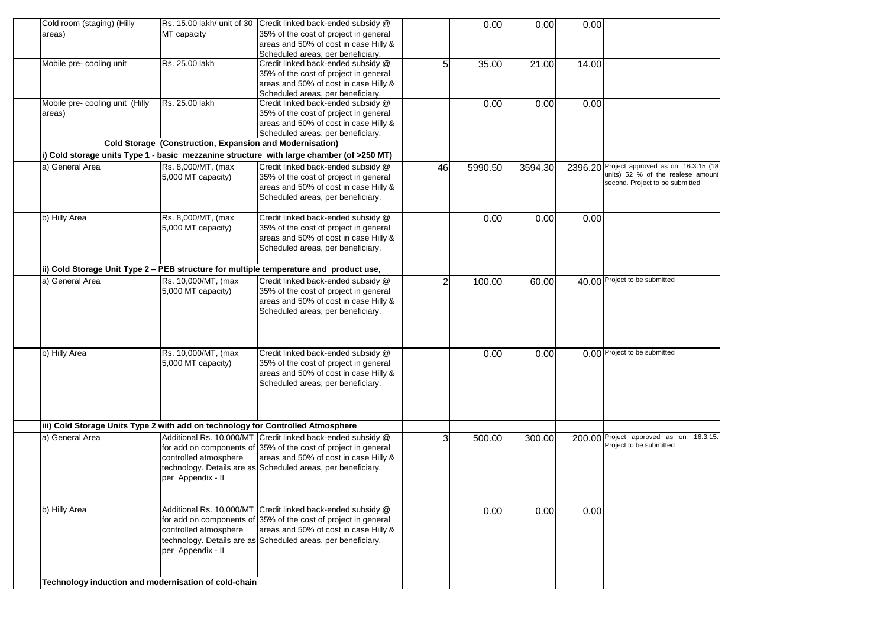| | | | | | | | |
|---|---|---|---|---|---|---|---|
| Cold room (staging) (Hilly areas) | Rs. 15.00 lakh/ unit of 30 MT capacity | Credit linked back-ended subsidy @ 35% of the cost of project in general areas and 50% of cost in case Hilly & Scheduled areas, per beneficiary. | | 0.00 | 0.00 | 0.00 | |
| Mobile pre- cooling unit | Rs. 25.00 lakh | Credit linked back-ended subsidy @ 35% of the cost of project in general areas and 50% of cost in case Hilly & Scheduled areas, per beneficiary. | 5 | 35.00 | 21.00 | 14.00 | |
| Mobile pre- cooling unit (Hilly areas) | Rs. 25.00 lakh | Credit linked back-ended subsidy @ 35% of the cost of project in general areas and 50% of cost in case Hilly & Scheduled areas, per beneficiary. | | 0.00 | 0.00 | 0.00 | |
| **Cold Storage (Construction, Expansion and Modernisation)** | | | | | | | |
| **i) Cold storage units Type 1 - basic mezzanine structure with large chamber (of >250 MT)** | | | | | | | |
| a) General Area | Rs. 8,000/MT, (max 5,000 MT capacity) | Credit linked back-ended subsidy @ 35% of the cost of project in general areas and 50% of cost in case Hilly & Scheduled areas, per beneficiary. | 46 | 5990.50 | 3594.30 | 2396.20 | Project approved as on 16.3.15 (18 units) 52 % of the realese amount second. Project to be submitted |
| b) Hilly Area | Rs. 8,000/MT, (max 5,000 MT capacity) | Credit linked back-ended subsidy @ 35% of the cost of project in general areas and 50% of cost in case Hilly & Scheduled areas, per beneficiary. | | 0.00 | 0.00 | 0.00 | |
| **ii) Cold Storage Unit Type 2 – PEB structure for multiple temperature and product use,** | | | | | | | |
| a) General Area | Rs. 10,000/MT, (max 5,000 MT capacity) | Credit linked back-ended subsidy @ 35% of the cost of project in general areas and 50% of cost in case Hilly & Scheduled areas, per beneficiary. | 2 | 100.00 | 60.00 | 40.00 | Project to be submitted |
| b) Hilly Area | Rs. 10,000/MT, (max 5,000 MT capacity) | Credit linked back-ended subsidy @ 35% of the cost of project in general areas and 50% of cost in case Hilly & Scheduled areas, per beneficiary. | | 0.00 | 0.00 | 0.00 | Project to be submitted |
| **iii) Cold Storage Units Type 2 with add on technology for Controlled Atmosphere** | | | | | | | |
| a) General Area | Additional Rs. 10,000/MT for add on components of controlled atmosphere technology. Details are as per Appendix - II | Credit linked back-ended subsidy @ 35% of the cost of project in general areas and 50% of cost in case Hilly & Scheduled areas, per beneficiary. | 3 | 500.00 | 300.00 | 200.00 | Project approved as on 16.3.15. Project to be submitted |
| b) Hilly Area | Additional Rs. 10,000/MT for add on components of controlled atmosphere technology. Details are as per Appendix - II | Credit linked back-ended subsidy @ 35% of the cost of project in general areas and 50% of cost in case Hilly & Scheduled areas, per beneficiary. | | 0.00 | 0.00 | 0.00 | |
| **Technology induction and modernisation of cold-chain** | | | | | | | |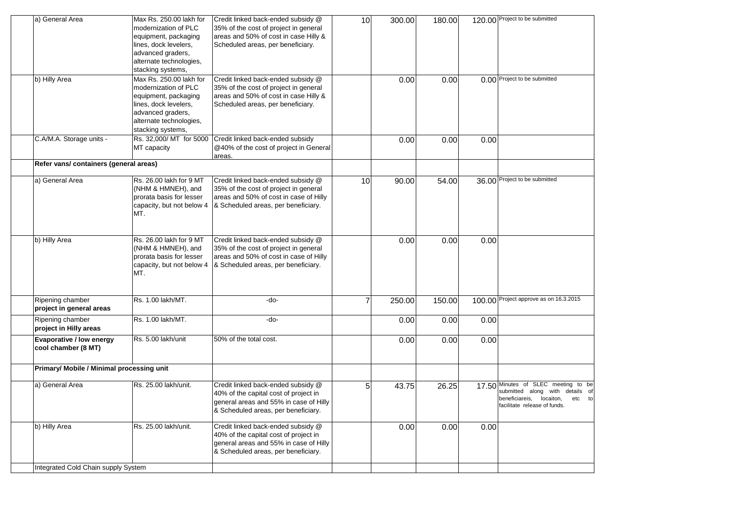| | | | | | | | | |
|---|---|---|---|---|---|---|---|---|
| | a) General Area | Max Rs. 250.00 lakh for modernization of PLC equipment, packaging lines, dock levelers, advanced graders, alternate technologies, stacking systems, | Credit linked back-ended subsidy @ 35% of the cost of project in general areas and 50% of cost in case Hilly & Scheduled areas, per beneficiary. | 10 | 300.00 | 180.00 | 120.00 | Project to be submitted |
| | b) Hilly Area | Max Rs. 250.00 lakh for modernization of PLC equipment, packaging lines, dock levelers, advanced graders, alternate technologies, stacking systems, | Credit linked back-ended subsidy @ 35% of the cost of project in general areas and 50% of cost in case Hilly & Scheduled areas, per beneficiary. | | 0.00 | 0.00 | 0.00 | Project to be submitted |
| | C.A/M.A. Storage units - | Rs. 32,000/ MT for 5000 MT capacity | Credit linked back-ended subsidy @40% of the cost of project in General areas. | | 0.00 | 0.00 | 0.00 | |
| | **Refer vans/ containers (general areas)** | | | | | | | |
| | a) General Area | Rs. 26.00 lakh for 9 MT (NHM & HMNEH), and prorata basis for lesser capacity, but not below 4 MT. | Credit linked back-ended subsidy @ 35% of the cost of project in general areas and 50% of cost in case of Hilly & Scheduled areas, per beneficiary. | 10 | 90.00 | 54.00 | 36.00 | Project to be submitted |
| | b) Hilly Area | Rs. 26.00 lakh for 9 MT (NHM & HMNEH), and prorata basis for lesser capacity, but not below 4 MT. | Credit linked back-ended subsidy @ 35% of the cost of project in general areas and 50% of cost in case of Hilly & Scheduled areas, per beneficiary. | | 0.00 | 0.00 | 0.00 | |
| | Ripening chamber **project in general areas** | Rs. 1.00 lakh/MT. | -do- | 7 | 250.00 | 150.00 | 100.00 | Project approve as on 16.3.2015 |
| | Ripening chamber **project in Hilly areas** | Rs. 1.00 lakh/MT. | -do- | | 0.00 | 0.00 | 0.00 | |
| | **Evaporative / low energy cool chamber (8 MT)** | Rs. 5.00 lakh/unit | 50% of the total cost. | | 0.00 | 0.00 | 0.00 | |
| | **Primary/ Mobile / Minimal processing unit** | | | | | | | |
| | a) General Area | Rs. 25.00 lakh/unit. | Credit linked back-ended subsidy @ 40% of the capital cost of project in general areas and 55% in case of Hilly & Scheduled areas, per beneficiary. | 5 | 43.75 | 26.25 | 17.50 | Minutes of SLEC meeting to be submitted along with details of beneficiareis, locaiton, etc to facilitate release of funds. |
| | b) Hilly Area | Rs. 25.00 lakh/unit. | Credit linked back-ended subsidy @ 40% of the capital cost of project in general areas and 55% in case of Hilly & Scheduled areas, per beneficiary. | | 0.00 | 0.00 | 0.00 | |
| | Integrated Cold Chain supply System | | | | | | | |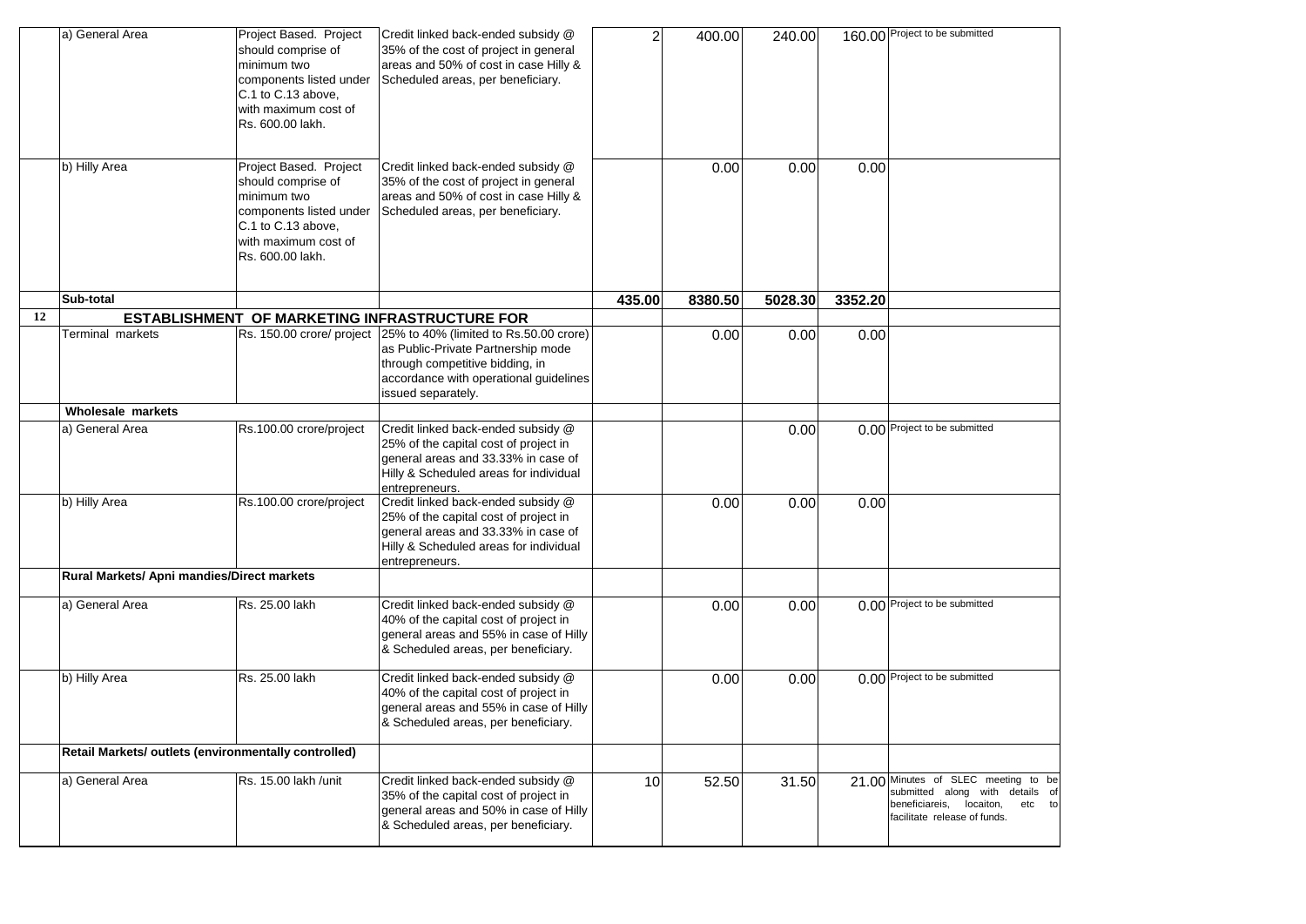|  |  |  |  |  |  |  |  |  |
|---|---|---|---|---|---|---|---|---|
|  | a) General Area | Project Based. Project should comprise of minimum two components listed under C.1 to C.13 above, with maximum cost of Rs. 600.00 lakh. | Credit linked back-ended subsidy @ 35% of the cost of project in general areas and 50% of cost in case Hilly & Scheduled areas, per beneficiary. | 2 | 400.00 | 240.00 | 160.00 | Project to be submitted |
|  | b) Hilly Area | Project Based. Project should comprise of minimum two components listed under C.1 to C.13 above, with maximum cost of Rs. 600.00 lakh. | Credit linked back-ended subsidy @ 35% of the cost of project in general areas and 50% of cost in case Hilly & Scheduled areas, per beneficiary. |  | 0.00 | 0.00 | 0.00 |  |
|  | **Sub-total** |  |  | **435.00** | **8380.50** | **5028.30** | **3352.20** |  |
| **12** | **ESTABLISHMENT OF MARKETING INFRASTRUCTURE FOR** |  |  |  |  |  |  |  |
|  | Terminal markets | Rs. 150.00 crore/ project | 25% to 40% (limited to Rs.50.00 crore) as Public-Private Partnership mode through competitive bidding, in accordance with operational guidelines issued separately. |  | 0.00 | 0.00 | 0.00 |  |
|  | **Wholesale markets** |  |  |  |  |  |  |  |
|  | a) General Area | Rs.100.00 crore/project | Credit linked back-ended subsidy @ 25% of the capital cost of project in general areas and 33.33% in case of Hilly & Scheduled areas for individual entrepreneurs. |  |  | 0.00 | 0.00 | Project to be submitted |
|  | b) Hilly Area | Rs.100.00 crore/project | Credit linked back-ended subsidy @ 25% of the capital cost of project in general areas and 33.33% in case of Hilly & Scheduled areas for individual entrepreneurs. |  | 0.00 | 0.00 | 0.00 |  |
|  | **Rural Markets/ Apni mandies/Direct markets** |  |  |  |  |  |  |  |
|  | a) General Area | Rs. 25.00 lakh | Credit linked back-ended subsidy @ 40% of the capital cost of project in general areas and 55% in case of Hilly & Scheduled areas, per beneficiary. |  | 0.00 | 0.00 | 0.00 | Project to be submitted |
|  | b) Hilly Area | Rs. 25.00 lakh | Credit linked back-ended subsidy @ 40% of the capital cost of project in general areas and 55% in case of Hilly & Scheduled areas, per beneficiary. |  | 0.00 | 0.00 | 0.00 | Project to be submitted |
|  | **Retail Markets/ outlets (environmentally controlled)** |  |  |  |  |  |  |  |
|  | a) General Area | Rs. 15.00 lakh /unit | Credit linked back-ended subsidy @ 35% of the capital cost of project in general areas and 50% in case of Hilly & Scheduled areas, per beneficiary. | 10 | 52.50 | 31.50 | 21.00 | Minutes of SLEC meeting to be submitted along with details of beneficiareis, locaiton, etc to facilitate release of funds. |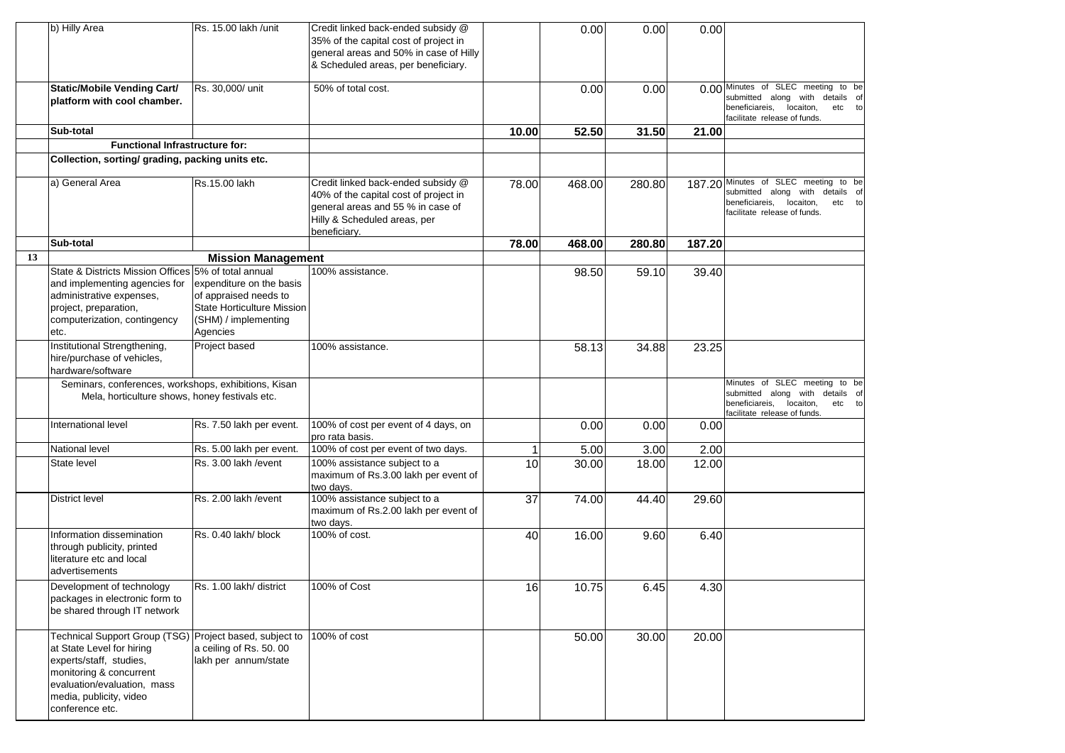| | | | | | | | | |
|---|---|---|---|---|---|---|---|---|
| | b) Hilly Area | Rs. 15.00 lakh /unit | Credit linked back-ended subsidy @ 35% of the capital cost of project in general areas and 50% in case of Hilly & Scheduled areas, per beneficiary. | | 0.00 | 0.00 | 0.00 | |
| | **Static/Mobile Vending Cart/ platform with cool chamber.** | Rs. 30,000/ unit | 50% of total cost. | | 0.00 | 0.00 | 0.00 | Minutes of SLEC meeting to be submitted along with details of beneficiareis, locaiton, etc to facilitate release of funds. |
| | **Sub-total** | | | **10.00** | **52.50** | **31.50** | **21.00** | |
| | **Functional Infrastructure for:** | | | | | | | |
| | **Collection, sorting/ grading, packing units etc.** | | | | | | | |
| | a) General Area | Rs.15.00 lakh | Credit linked back-ended subsidy @ 40% of the capital cost of project in general areas and 55 % in case of Hilly & Scheduled areas, per beneficiary. | 78.00 | 468.00 | 280.80 | 187.20 | Minutes of SLEC meeting to be submitted along with details of beneficiareis, locaiton, etc to facilitate release of funds. |
| | **Sub-total** | | | **78.00** | **468.00** | **280.80** | **187.20** | |
| **13** | | **Mission Management** | | | | | | |
| | State & Districts Mission Offices and implementing agencies for administrative expenses, project, preparation, computerization, contingency etc. | 5% of total annual expenditure on the basis of appraised needs to State Horticulture Mission (SHM) / implementing Agencies | 100% assistance. | | 98.50 | 59.10 | 39.40 | |
| | Institutional Strengthening, hire/purchase of vehicles, hardware/software | Project based | 100% assistance. | | 58.13 | 34.88 | 23.25 | |
| | Seminars, conferences, workshops, exhibitions, Kisan Mela, horticulture shows, honey festivals etc. | | | | | | | Minutes of SLEC meeting to be submitted along with details of beneficiareis, locaiton, etc to facilitate release of funds. |
| | International level | Rs. 7.50 lakh per event. | 100% of cost per event of 4 days, on pro rata basis. | | 0.00 | 0.00 | 0.00 | |
| | National level | Rs. 5.00 lakh per event. | 100% of cost per event of two days. | 1 | 5.00 | 3.00 | 2.00 | |
| | State level | Rs. 3.00 lakh /event | 100% assistance subject to a maximum of Rs.3.00 lakh per event of two days. | 10 | 30.00 | 18.00 | 12.00 | |
| | District level | Rs. 2.00 lakh /event | 100% assistance subject to a maximum of Rs.2.00 lakh per event of two days. | 37 | 74.00 | 44.40 | 29.60 | |
| | Information dissemination through publicity, printed literature etc and local advertisements | Rs. 0.40 lakh/ block | 100% of cost. | 40 | 16.00 | 9.60 | 6.40 | |
| | Development of technology packages in electronic form to be shared through IT network | Rs. 1.00 lakh/ district | 100% of Cost | 16 | 10.75 | 6.45 | 4.30 | |
| | Technical Support Group (TSG) at State Level for hiring experts/staff, studies, monitoring & concurrent evaluation/evaluation, mass media, publicity, video conference etc. | Project based, subject to a ceiling of Rs. 50. 00 lakh per annum/state | 100% of cost | | 50.00 | 30.00 | 20.00 | |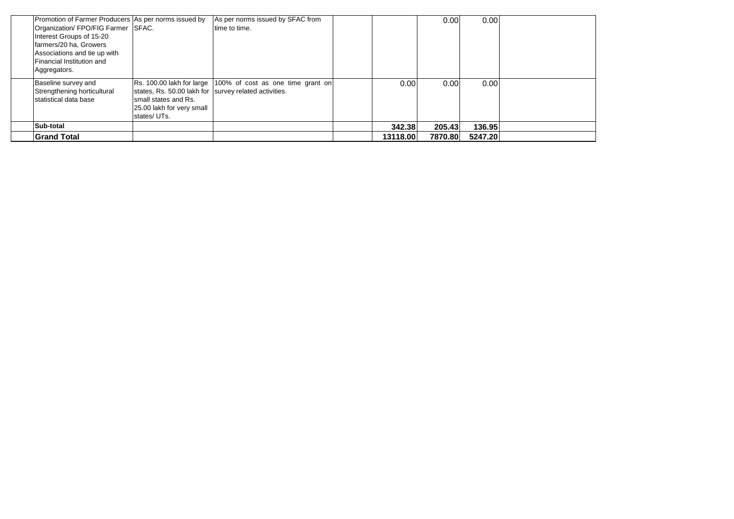| | | | | | | | | |
|---|---|---|---|---|---|---|---|---|
| | Promotion of Farmer Producers Organization/ FPO/FIG Farmer Interest Groups of 15-20 farmers/20 ha, Growers Associations and tie up with Financial Institution and Aggregators. | As per norms issued by SFAC. | As per norms issued by SFAC from time to time. | | | 0.00 | 0.00 | |
| | Baseline survey and Strengthening horticultural statistical data base | Rs. 100.00 lakh for large states, Rs. 50.00 lakh for small states and Rs. 25.00 lakh for very small states/ UTs. | 100% of cost as one time grant on survey related activities. | | 0.00 | 0.00 | 0.00 | |
| | **Sub-total** | | | | **342.38** | **205.43** | **136.95** | |
| | **Grand Total** | | | | **13118.00** | **7870.80** | **5247.20** | |